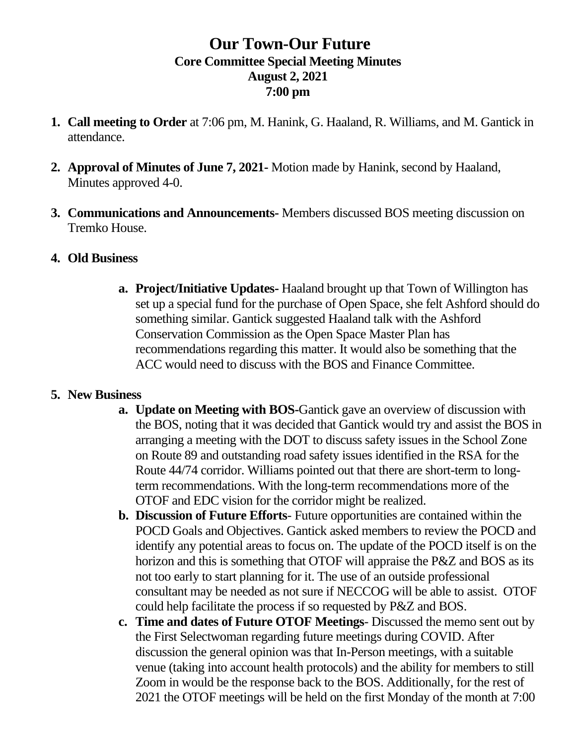# Our Town-Our Future

## Core Committee Special Meeting Minutes

## August 2, 2021

## 7:00 pm

1. **Call meeting to Order** at 7:06 pm, M. Hanink, G. Haaland, R. Williams, and M. Gantick in attendance.

2. **Approval of Minutes of June 7, 2021-** Motion made by Hanink, second by Haaland, Minutes approved 4-0.

3. **Communications and Announcements-** Members discussed BOS meeting discussion on Tremko House.

4. **Old Business**

   a. **Project/Initiative Updates-** Haaland brought up that Town of Willington has set up a special fund for the purchase of Open Space, she felt Ashford should do something similar. Gantick suggested Haaland talk with the Ashford Conservation Commission as the Open Space Master Plan has recommendations regarding this matter. It would also be something that the ACC would need to discuss with the BOS and Finance Committee.

5. **New Business**

   a. **Update on Meeting with BOS-**Gantick gave an overview of discussion with the BOS, noting that it was decided that Gantick would try and assist the BOS in arranging a meeting with the DOT to discuss safety issues in the School Zone on Route 89 and outstanding road safety issues identified in the RSA for the Route 44/74 corridor. Williams pointed out that there are short-term to long-term recommendations. With the long-term recommendations more of the OTOF and EDC vision for the corridor might be realized.

   b. **Discussion of Future Efforts**- Future opportunities are contained within the POCD Goals and Objectives. Gantick asked members to review the POCD and identify any potential areas to focus on. The update of the POCD itself is on the horizon and this is something that OTOF will appraise the P&Z and BOS as its not too early to start planning for it. The use of an outside professional consultant may be needed as not sure if NECCOG will be able to assist. OTOF could help facilitate the process if so requested by P&Z and BOS.

   c. **Time and dates of Future OTOF Meetings**- Discussed the memo sent out by the First Selectwoman regarding future meetings during COVID. After discussion the general opinion was that In-Person meetings, with a suitable venue (taking into account health protocols) and the ability for members to still Zoom in would be the response back to the BOS. Additionally, for the rest of 2021 the OTOF meetings will be held on the first Monday of the month at 7:00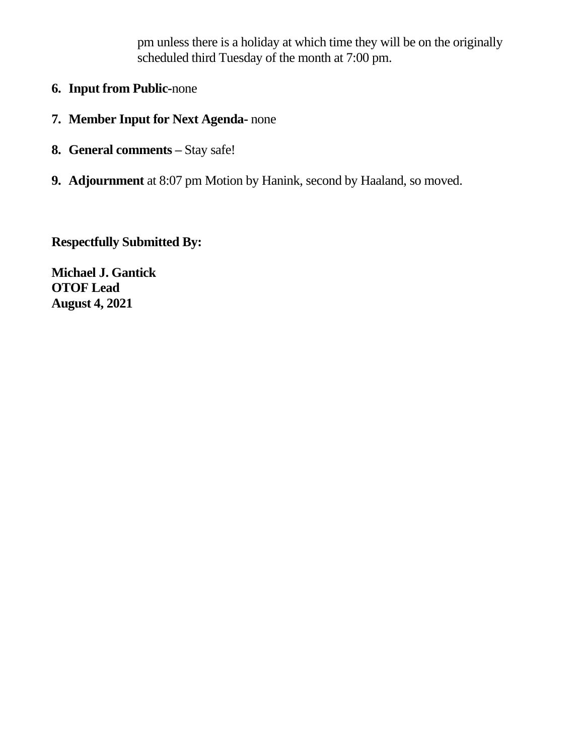pm unless there is a holiday at which time they will be on the originally scheduled third Tuesday of the month at 7:00 pm.

6. **Input from Public**-none

7. **Member Input for Next Agenda-** none

8. **General comments –** Stay safe!

9. **Adjournment** at 8:07 pm Motion by Hanink, second by Haaland, so moved.

**Respectfully Submitted By:**

**Michael J. Gantick**
**OTOF Lead**
**August 4, 2021**